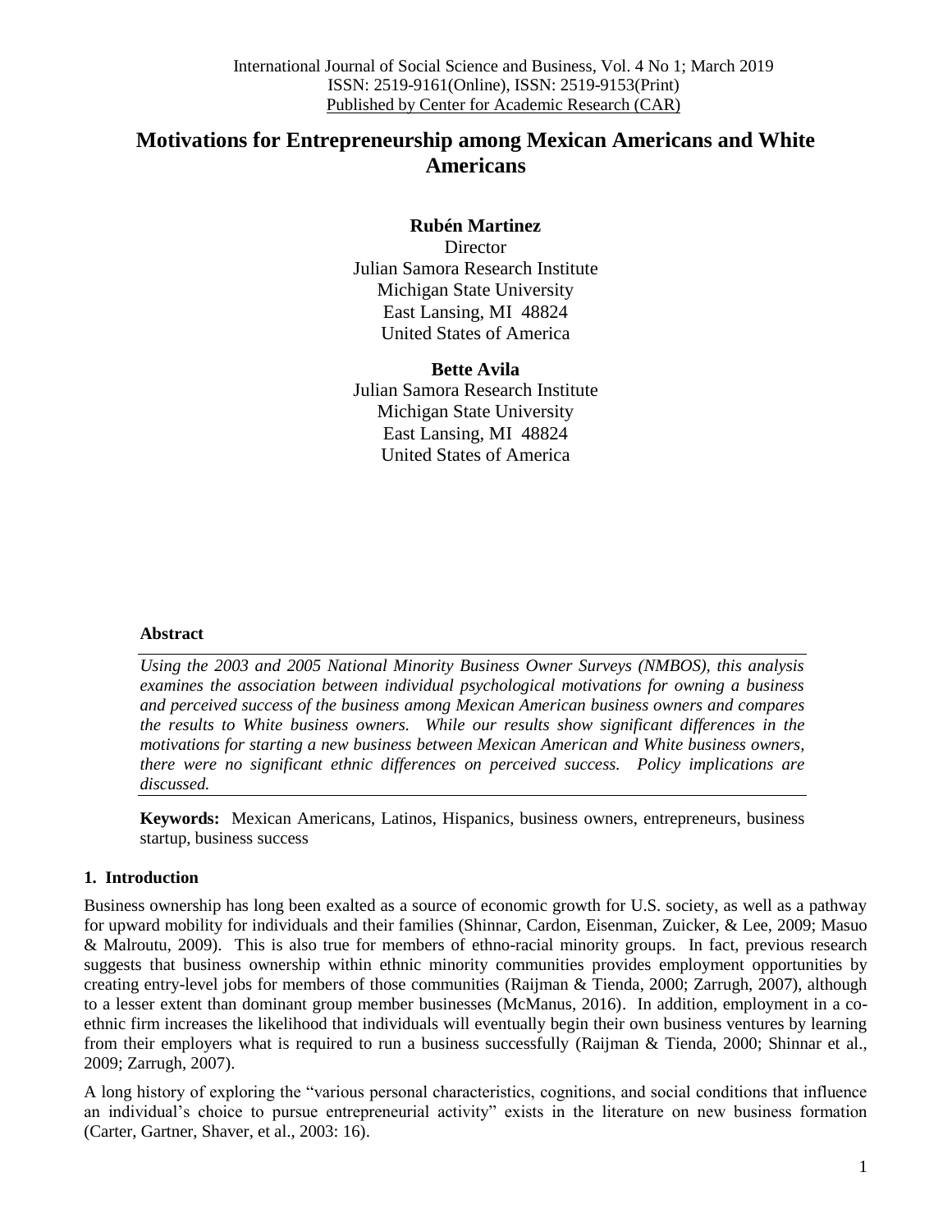# Motivations for Entrepreneurship among Mexican Americans and White Americans

**Rubén Martinez**
Director
Julian Samora Research Institute
Michigan State University
East Lansing, MI 48824
United States of America

**Bette Avila**
Julian Samora Research Institute
Michigan State University
East Lansing, MI 48824
United States of America

### Abstract

*Using the 2003 and 2005 National Minority Business Owner Surveys (NMBOS), this analysis examines the association between individual psychological motivations for owning a business and perceived success of the business among Mexican American business owners and compares the results to White business owners. While our results show significant differences in the motivations for starting a new business between Mexican American and White business owners, there were no significant ethnic differences on perceived success. Policy implications are discussed.*

**Keywords:** Mexican Americans, Latinos, Hispanics, business owners, entrepreneurs, business startup, business success

## 1. Introduction

Business ownership has long been exalted as a source of economic growth for U.S. society, as well as a pathway for upward mobility for individuals and their families (Shinnar, Cardon, Eisenman, Zuicker, & Lee, 2009; Masuo & Malroutu, 2009). This is also true for members of ethno-racial minority groups. In fact, previous research suggests that business ownership within ethnic minority communities provides employment opportunities by creating entry-level jobs for members of those communities (Raijman & Tienda, 2000; Zarrugh, 2007), although to a lesser extent than dominant group member businesses (McManus, 2016). In addition, employment in a co-ethnic firm increases the likelihood that individuals will eventually begin their own business ventures by learning from their employers what is required to run a business successfully (Raijman & Tienda, 2000; Shinnar et al., 2009; Zarrugh, 2007).

A long history of exploring the "various personal characteristics, cognitions, and social conditions that influence an individual's choice to pursue entrepreneurial activity" exists in the literature on new business formation (Carter, Gartner, Shaver, et al., 2003: 16).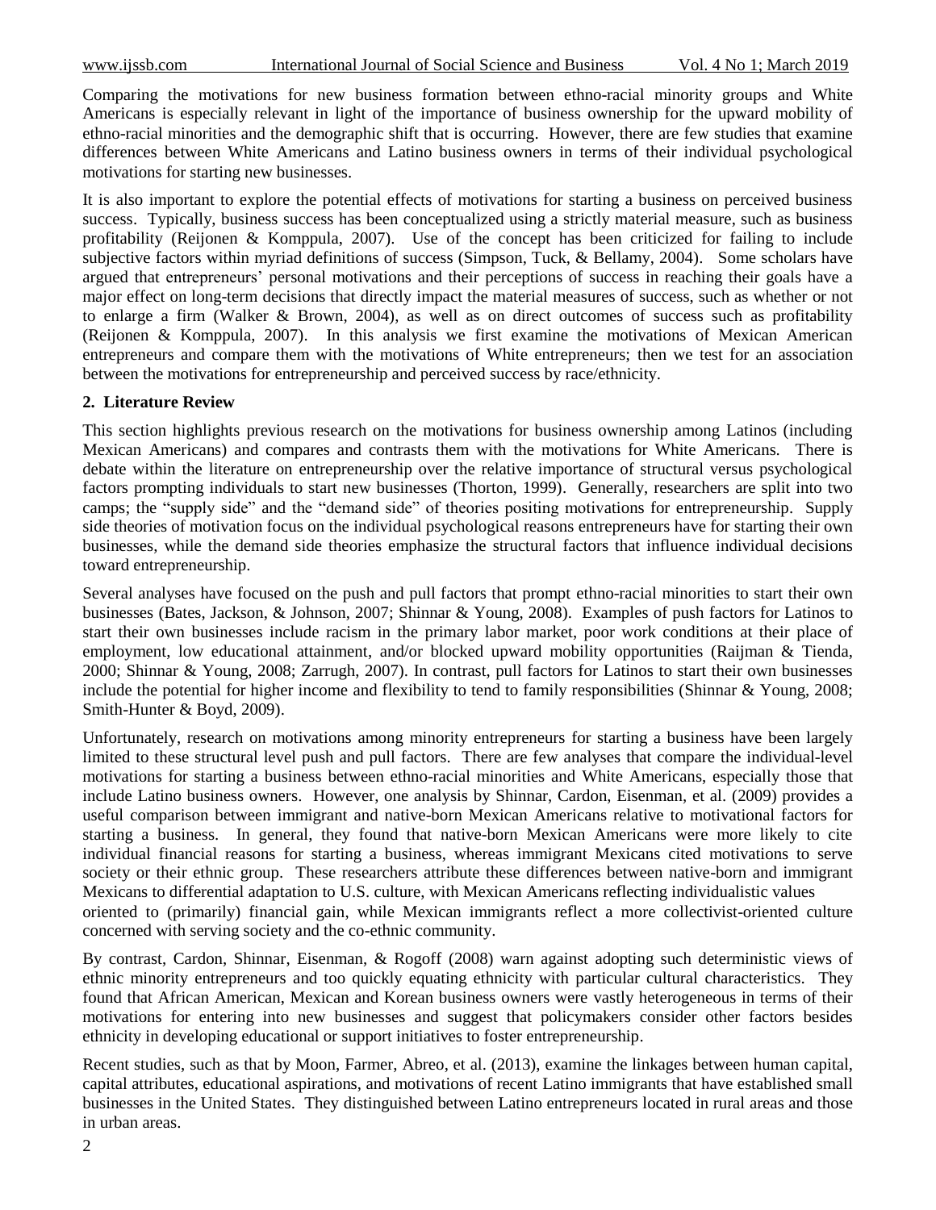Comparing the motivations for new business formation between ethno-racial minority groups and White Americans is especially relevant in light of the importance of business ownership for the upward mobility of ethno-racial minorities and the demographic shift that is occurring. However, there are few studies that examine differences between White Americans and Latino business owners in terms of their individual psychological motivations for starting new businesses.

It is also important to explore the potential effects of motivations for starting a business on perceived business success. Typically, business success has been conceptualized using a strictly material measure, such as business profitability (Reijonen & Komppula, 2007). Use of the concept has been criticized for failing to include subjective factors within myriad definitions of success (Simpson, Tuck, & Bellamy, 2004). Some scholars have argued that entrepreneurs' personal motivations and their perceptions of success in reaching their goals have a major effect on long-term decisions that directly impact the material measures of success, such as whether or not to enlarge a firm (Walker & Brown, 2004), as well as on direct outcomes of success such as profitability (Reijonen & Komppula, 2007). In this analysis we first examine the motivations of Mexican American entrepreneurs and compare them with the motivations of White entrepreneurs; then we test for an association between the motivations for entrepreneurship and perceived success by race/ethnicity.

## 2. Literature Review

This section highlights previous research on the motivations for business ownership among Latinos (including Mexican Americans) and compares and contrasts them with the motivations for White Americans. There is debate within the literature on entrepreneurship over the relative importance of structural versus psychological factors prompting individuals to start new businesses (Thorton, 1999). Generally, researchers are split into two camps; the "supply side" and the "demand side" of theories positing motivations for entrepreneurship. Supply side theories of motivation focus on the individual psychological reasons entrepreneurs have for starting their own businesses, while the demand side theories emphasize the structural factors that influence individual decisions toward entrepreneurship.

Several analyses have focused on the push and pull factors that prompt ethno-racial minorities to start their own businesses (Bates, Jackson, & Johnson, 2007; Shinnar & Young, 2008). Examples of push factors for Latinos to start their own businesses include racism in the primary labor market, poor work conditions at their place of employment, low educational attainment, and/or blocked upward mobility opportunities (Raijman & Tienda, 2000; Shinnar & Young, 2008; Zarrugh, 2007). In contrast, pull factors for Latinos to start their own businesses include the potential for higher income and flexibility to tend to family responsibilities (Shinnar & Young, 2008; Smith-Hunter & Boyd, 2009).

Unfortunately, research on motivations among minority entrepreneurs for starting a business have been largely limited to these structural level push and pull factors. There are few analyses that compare the individual-level motivations for starting a business between ethno-racial minorities and White Americans, especially those that include Latino business owners. However, one analysis by Shinnar, Cardon, Eisenman, et al. (2009) provides a useful comparison between immigrant and native-born Mexican Americans relative to motivational factors for starting a business. In general, they found that native-born Mexican Americans were more likely to cite individual financial reasons for starting a business, whereas immigrant Mexicans cited motivations to serve society or their ethnic group. These researchers attribute these differences between native-born and immigrant Mexicans to differential adaptation to U.S. culture, with Mexican Americans reflecting individualistic values oriented to (primarily) financial gain, while Mexican immigrants reflect a more collectivist-oriented culture concerned with serving society and the co-ethnic community.

By contrast, Cardon, Shinnar, Eisenman, & Rogoff (2008) warn against adopting such deterministic views of ethnic minority entrepreneurs and too quickly equating ethnicity with particular cultural characteristics. They found that African American, Mexican and Korean business owners were vastly heterogeneous in terms of their motivations for entering into new businesses and suggest that policymakers consider other factors besides ethnicity in developing educational or support initiatives to foster entrepreneurship.

Recent studies, such as that by Moon, Farmer, Abreo, et al. (2013), examine the linkages between human capital, capital attributes, educational aspirations, and motivations of recent Latino immigrants that have established small businesses in the United States. They distinguished between Latino entrepreneurs located in rural areas and those in urban areas.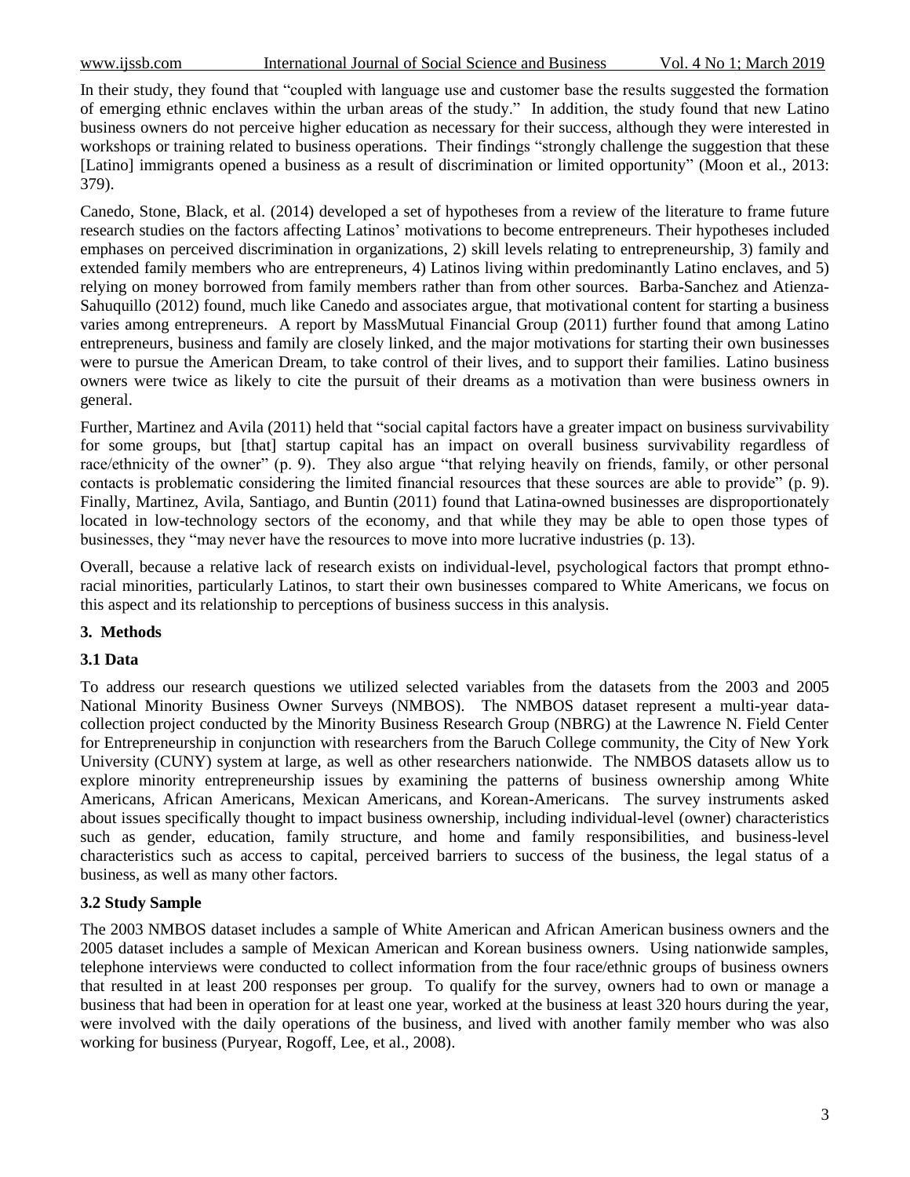In their study, they found that "coupled with language use and customer base the results suggested the formation of emerging ethnic enclaves within the urban areas of the study." In addition, the study found that new Latino business owners do not perceive higher education as necessary for their success, although they were interested in workshops or training related to business operations. Their findings "strongly challenge the suggestion that these [Latino] immigrants opened a business as a result of discrimination or limited opportunity" (Moon et al., 2013: 379).

Canedo, Stone, Black, et al. (2014) developed a set of hypotheses from a review of the literature to frame future research studies on the factors affecting Latinos' motivations to become entrepreneurs. Their hypotheses included emphases on perceived discrimination in organizations, 2) skill levels relating to entrepreneurship, 3) family and extended family members who are entrepreneurs, 4) Latinos living within predominantly Latino enclaves, and 5) relying on money borrowed from family members rather than from other sources. Barba-Sanchez and Atienza-Sahuquillo (2012) found, much like Canedo and associates argue, that motivational content for starting a business varies among entrepreneurs. A report by MassMutual Financial Group (2011) further found that among Latino entrepreneurs, business and family are closely linked, and the major motivations for starting their own businesses were to pursue the American Dream, to take control of their lives, and to support their families. Latino business owners were twice as likely to cite the pursuit of their dreams as a motivation than were business owners in general.

Further, Martinez and Avila (2011) held that "social capital factors have a greater impact on business survivability for some groups, but [that] startup capital has an impact on overall business survivability regardless of race/ethnicity of the owner" (p. 9). They also argue "that relying heavily on friends, family, or other personal contacts is problematic considering the limited financial resources that these sources are able to provide" (p. 9). Finally, Martinez, Avila, Santiago, and Buntin (2011) found that Latina-owned businesses are disproportionately located in low-technology sectors of the economy, and that while they may be able to open those types of businesses, they "may never have the resources to move into more lucrative industries (p. 13).

Overall, because a relative lack of research exists on individual-level, psychological factors that prompt ethno-racial minorities, particularly Latinos, to start their own businesses compared to White Americans, we focus on this aspect and its relationship to perceptions of business success in this analysis.

## 3. Methods

### 3.1 Data

To address our research questions we utilized selected variables from the datasets from the 2003 and 2005 National Minority Business Owner Surveys (NMBOS). The NMBOS dataset represent a multi-year data-collection project conducted by the Minority Business Research Group (NBRG) at the Lawrence N. Field Center for Entrepreneurship in conjunction with researchers from the Baruch College community, the City of New York University (CUNY) system at large, as well as other researchers nationwide. The NMBOS datasets allow us to explore minority entrepreneurship issues by examining the patterns of business ownership among White Americans, African Americans, Mexican Americans, and Korean-Americans. The survey instruments asked about issues specifically thought to impact business ownership, including individual-level (owner) characteristics such as gender, education, family structure, and home and family responsibilities, and business-level characteristics such as access to capital, perceived barriers to success of the business, the legal status of a business, as well as many other factors.

### 3.2 Study Sample

The 2003 NMBOS dataset includes a sample of White American and African American business owners and the 2005 dataset includes a sample of Mexican American and Korean business owners. Using nationwide samples, telephone interviews were conducted to collect information from the four race/ethnic groups of business owners that resulted in at least 200 responses per group. To qualify for the survey, owners had to own or manage a business that had been in operation for at least one year, worked at the business at least 320 hours during the year, were involved with the daily operations of the business, and lived with another family member who was also working for business (Puryear, Rogoff, Lee, et al., 2008).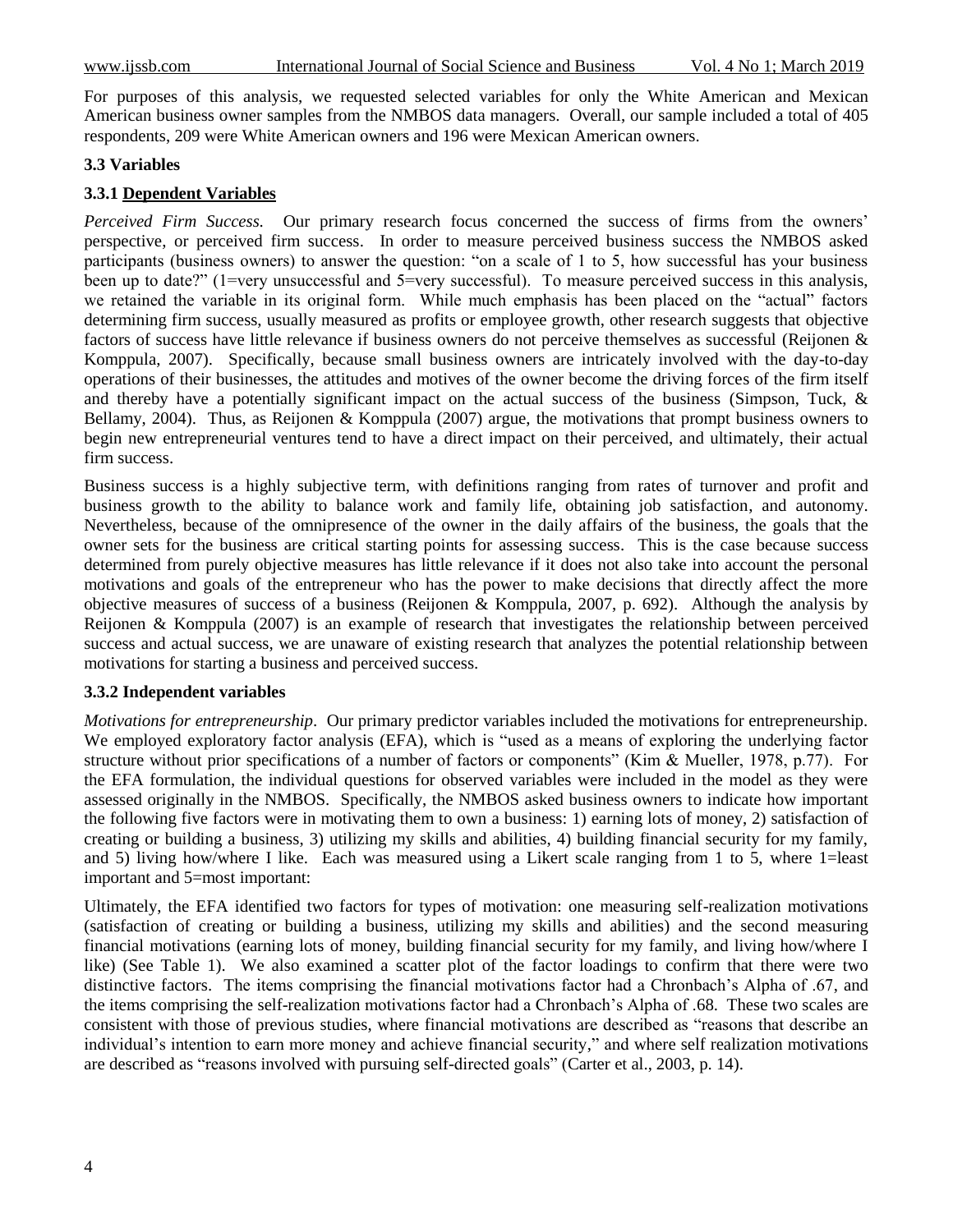For purposes of this analysis, we requested selected variables for only the White American and Mexican American business owner samples from the NMBOS data managers. Overall, our sample included a total of 405 respondents, 209 were White American owners and 196 were Mexican American owners.

### 3.3 Variables

#### 3.3.1 Dependent Variables

*Perceived Firm Success.* Our primary research focus concerned the success of firms from the owners' perspective, or perceived firm success. In order to measure perceived business success the NMBOS asked participants (business owners) to answer the question: "on a scale of 1 to 5, how successful has your business been up to date?" (1=very unsuccessful and 5=very successful). To measure perceived success in this analysis, we retained the variable in its original form. While much emphasis has been placed on the "actual" factors determining firm success, usually measured as profits or employee growth, other research suggests that objective factors of success have little relevance if business owners do not perceive themselves as successful (Reijonen & Komppula, 2007). Specifically, because small business owners are intricately involved with the day-to-day operations of their businesses, the attitudes and motives of the owner become the driving forces of the firm itself and thereby have a potentially significant impact on the actual success of the business (Simpson, Tuck, & Bellamy, 2004). Thus, as Reijonen & Komppula (2007) argue, the motivations that prompt business owners to begin new entrepreneurial ventures tend to have a direct impact on their perceived, and ultimately, their actual firm success.

Business success is a highly subjective term, with definitions ranging from rates of turnover and profit and business growth to the ability to balance work and family life, obtaining job satisfaction, and autonomy. Nevertheless, because of the omnipresence of the owner in the daily affairs of the business, the goals that the owner sets for the business are critical starting points for assessing success. This is the case because success determined from purely objective measures has little relevance if it does not also take into account the personal motivations and goals of the entrepreneur who has the power to make decisions that directly affect the more objective measures of success of a business (Reijonen & Komppula, 2007, p. 692). Although the analysis by Reijonen & Komppula (2007) is an example of research that investigates the relationship between perceived success and actual success, we are unaware of existing research that analyzes the potential relationship between motivations for starting a business and perceived success.

#### 3.3.2 Independent variables

*Motivations for entrepreneurship*. Our primary predictor variables included the motivations for entrepreneurship. We employed exploratory factor analysis (EFA), which is "used as a means of exploring the underlying factor structure without prior specifications of a number of factors or components" (Kim & Mueller, 1978, p.77). For the EFA formulation, the individual questions for observed variables were included in the model as they were assessed originally in the NMBOS. Specifically, the NMBOS asked business owners to indicate how important the following five factors were in motivating them to own a business: 1) earning lots of money, 2) satisfaction of creating or building a business, 3) utilizing my skills and abilities, 4) building financial security for my family, and 5) living how/where I like. Each was measured using a Likert scale ranging from 1 to 5, where 1=least important and 5=most important:

Ultimately, the EFA identified two factors for types of motivation: one measuring self-realization motivations (satisfaction of creating or building a business, utilizing my skills and abilities) and the second measuring financial motivations (earning lots of money, building financial security for my family, and living how/where I like) (See Table 1). We also examined a scatter plot of the factor loadings to confirm that there were two distinctive factors. The items comprising the financial motivations factor had a Chronbach's Alpha of .67, and the items comprising the self-realization motivations factor had a Chronbach's Alpha of .68. These two scales are consistent with those of previous studies, where financial motivations are described as "reasons that describe an individual's intention to earn more money and achieve financial security," and where self realization motivations are described as "reasons involved with pursuing self-directed goals" (Carter et al., 2003, p. 14).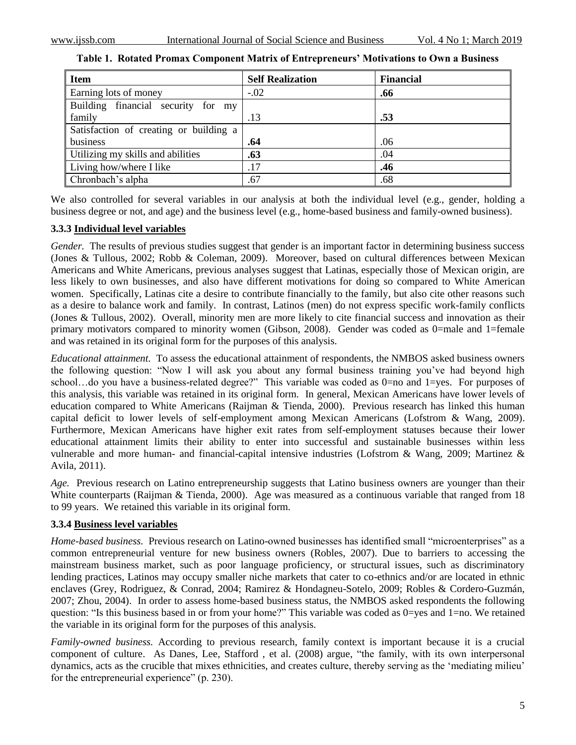**Table 1. Rotated Promax Component Matrix of Entrepreneurs' Motivations to Own a Business**

| Item | Self Realization | Financial |
|---|---|---|
| Earning lots of money | -.02 | **.66** |
| Building financial security for my family | .13 | **.53** |
| Satisfaction of creating or building a business | **.64** | .06 |
| Utilizing my skills and abilities | **.63** | .04 |
| Living how/where I like | .17 | **.46** |
| Chronbach's alpha | .67 | .68 |

We also controlled for several variables in our analysis at both the individual level (e.g., gender, holding a business degree or not, and age) and the business level (e.g., home-based business and family-owned business).

### 3.3.3 Individual level variables

*Gender.* The results of previous studies suggest that gender is an important factor in determining business success (Jones & Tullous, 2002; Robb & Coleman, 2009). Moreover, based on cultural differences between Mexican Americans and White Americans, previous analyses suggest that Latinas, especially those of Mexican origin, are less likely to own businesses, and also have different motivations for doing so compared to White American women. Specifically, Latinas cite a desire to contribute financially to the family, but also cite other reasons such as a desire to balance work and family. In contrast, Latinos (men) do not express specific work-family conflicts (Jones & Tullous, 2002). Overall, minority men are more likely to cite financial success and innovation as their primary motivators compared to minority women (Gibson, 2008). Gender was coded as 0=male and 1=female and was retained in its original form for the purposes of this analysis.

*Educational attainment.* To assess the educational attainment of respondents, the NMBOS asked business owners the following question: "Now I will ask you about any formal business training you've had beyond high school…do you have a business-related degree?" This variable was coded as 0=no and 1=yes. For purposes of this analysis, this variable was retained in its original form. In general, Mexican Americans have lower levels of education compared to White Americans (Raijman & Tienda, 2000). Previous research has linked this human capital deficit to lower levels of self-employment among Mexican Americans (Lofstrom & Wang, 2009). Furthermore, Mexican Americans have higher exit rates from self-employment statuses because their lower educational attainment limits their ability to enter into successful and sustainable businesses within less vulnerable and more human- and financial-capital intensive industries (Lofstrom & Wang, 2009; Martinez & Avila, 2011).

*Age.* Previous research on Latino entrepreneurship suggests that Latino business owners are younger than their White counterparts (Raijman & Tienda, 2000). Age was measured as a continuous variable that ranged from 18 to 99 years. We retained this variable in its original form.

### 3.3.4 Business level variables

*Home-based business.* Previous research on Latino-owned businesses has identified small "microenterprises" as a common entrepreneurial venture for new business owners (Robles, 2007). Due to barriers to accessing the mainstream business market, such as poor language proficiency, or structural issues, such as discriminatory lending practices, Latinos may occupy smaller niche markets that cater to co-ethnics and/or are located in ethnic enclaves (Grey, Rodriguez, & Conrad, 2004; Ramirez & Hondagneu-Sotelo, 2009; Robles & Cordero-Guzmán, 2007; Zhou, 2004). In order to assess home-based business status, the NMBOS asked respondents the following question: "Is this business based in or from your home?" This variable was coded as 0=yes and 1=no. We retained the variable in its original form for the purposes of this analysis.

*Family-owned business.* According to previous research, family context is important because it is a crucial component of culture. As Danes, Lee, Stafford , et al. (2008) argue, "the family, with its own interpersonal dynamics, acts as the crucible that mixes ethnicities, and creates culture, thereby serving as the 'mediating milieu' for the entrepreneurial experience" (p. 230).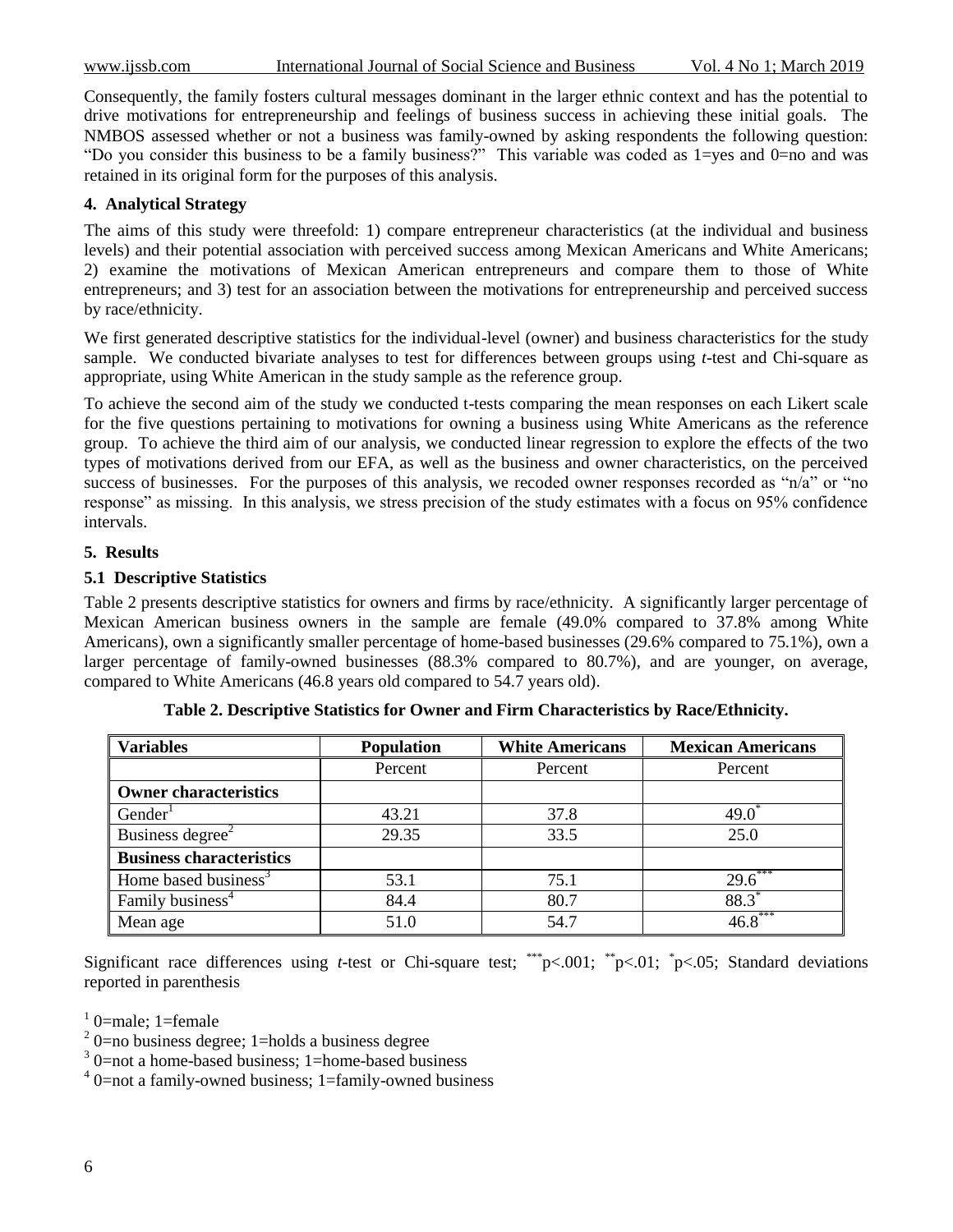Consequently, the family fosters cultural messages dominant in the larger ethnic context and has the potential to drive motivations for entrepreneurship and feelings of business success in achieving these initial goals. The NMBOS assessed whether or not a business was family-owned by asking respondents the following question: "Do you consider this business to be a family business?" This variable was coded as 1=yes and 0=no and was retained in its original form for the purposes of this analysis.

## 4. Analytical Strategy

The aims of this study were threefold: 1) compare entrepreneur characteristics (at the individual and business levels) and their potential association with perceived success among Mexican Americans and White Americans; 2) examine the motivations of Mexican American entrepreneurs and compare them to those of White entrepreneurs; and 3) test for an association between the motivations for entrepreneurship and perceived success by race/ethnicity.

We first generated descriptive statistics for the individual-level (owner) and business characteristics for the study sample. We conducted bivariate analyses to test for differences between groups using *t*-test and Chi-square as appropriate, using White American in the study sample as the reference group.

To achieve the second aim of the study we conducted t-tests comparing the mean responses on each Likert scale for the five questions pertaining to motivations for owning a business using White Americans as the reference group. To achieve the third aim of our analysis, we conducted linear regression to explore the effects of the two types of motivations derived from our EFA, as well as the business and owner characteristics, on the perceived success of businesses. For the purposes of this analysis, we recoded owner responses recorded as "n/a" or "no response" as missing. In this analysis, we stress precision of the study estimates with a focus on 95% confidence intervals.

## 5. Results

### 5.1 Descriptive Statistics

Table 2 presents descriptive statistics for owners and firms by race/ethnicity. A significantly larger percentage of Mexican American business owners in the sample are female (49.0% compared to 37.8% among White Americans), own a significantly smaller percentage of home-based businesses (29.6% compared to 75.1%), own a larger percentage of family-owned businesses (88.3% compared to 80.7%), and are younger, on average, compared to White Americans (46.8 years old compared to 54.7 years old).

**Table 2. Descriptive Statistics for Owner and Firm Characteristics by Race/Ethnicity.**

| Variables | Population | White Americans | Mexican Americans |
|---|---|---|---|
| | Percent | Percent | Percent |
| **Owner characteristics** | | | |
| Gender[1] | 43.21 | 37.8 | 49.0* |
| Business degree[2] | 29.35 | 33.5 | 25.0 |
| **Business characteristics** | | | |
| Home based business[3] | 53.1 | 75.1 | 29.6*** |
| Family business[4] | 84.4 | 80.7 | 88.3* |
| Mean age | 51.0 | 54.7 | 46.8*** |

Significant race differences using *t*-test or Chi-square test; ***$p<.001$; **$p<.01$; *$p<.05$; Standard deviations reported in parenthesis

[1] 0=male; 1=female

[2] 0=no business degree; 1=holds a business degree

[3] 0=not a home-based business; 1=home-based business

[4] 0=not a family-owned business; 1=family-owned business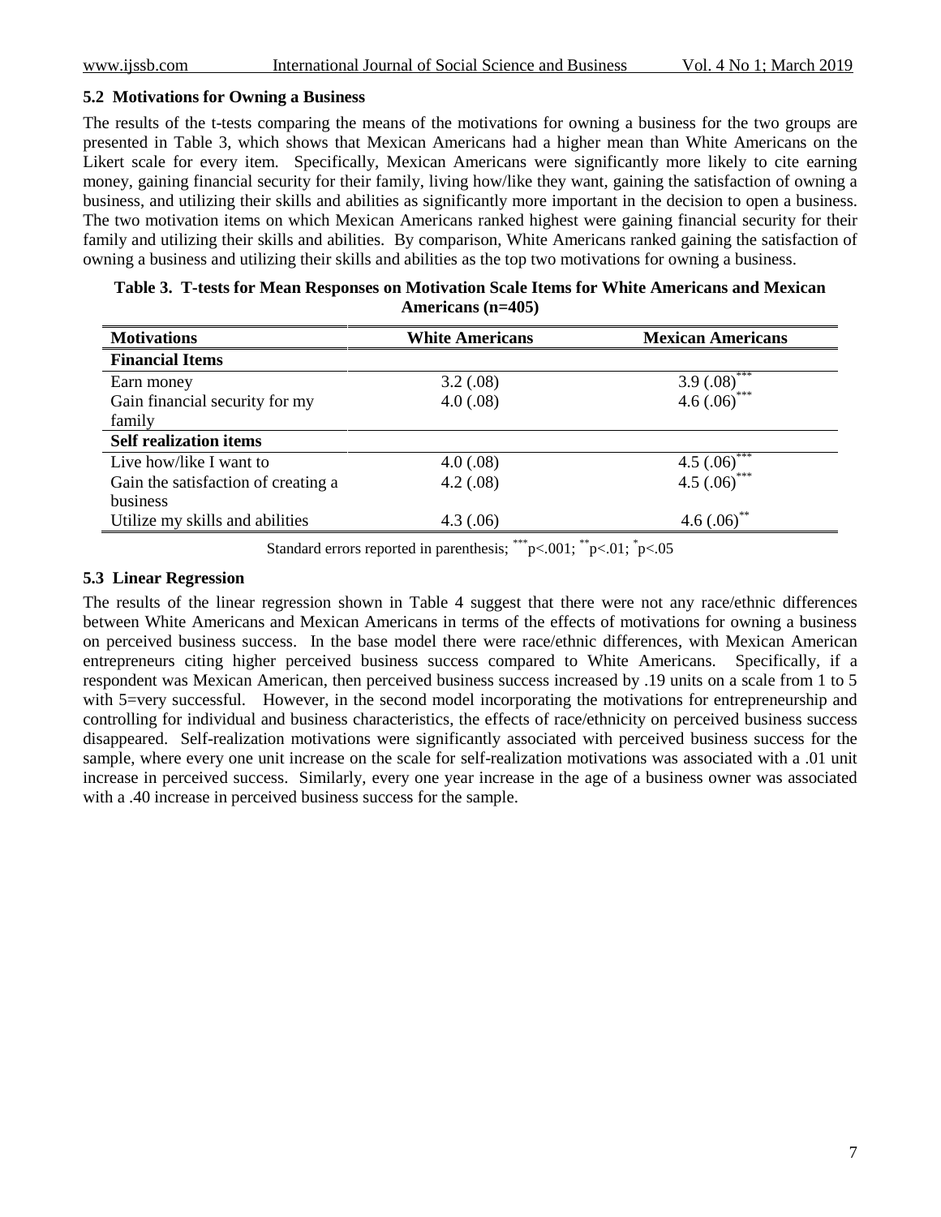### 5.2 Motivations for Owning a Business

The results of the t-tests comparing the means of the motivations for owning a business for the two groups are presented in Table 3, which shows that Mexican Americans had a higher mean than White Americans on the Likert scale for every item. Specifically, Mexican Americans were significantly more likely to cite earning money, gaining financial security for their family, living how/like they want, gaining the satisfaction of owning a business, and utilizing their skills and abilities as significantly more important in the decision to open a business. The two motivation items on which Mexican Americans ranked highest were gaining financial security for their family and utilizing their skills and abilities. By comparison, White Americans ranked gaining the satisfaction of owning a business and utilizing their skills and abilities as the top two motivations for owning a business.

**Table 3. T-tests for Mean Responses on Motivation Scale Items for White Americans and Mexican Americans (n=405)**

| Motivations | White Americans | Mexican Americans |
|---|---|---|
| **Financial Items** | | |
| Earn money | 3.2 (.08) | 3.9 (.08)*** |
| Gain financial security for my family | 4.0 (.08) | 4.6 (.06)*** |
| **Self realization items** | | |
| Live how/like I want to | 4.0 (.08) | 4.5 (.06)*** |
| Gain the satisfaction of creating a business | 4.2 (.08) | 4.5 (.06)*** |
| Utilize my skills and abilities | 4.3 (.06) | 4.6 (.06)** |

Standard errors reported in parenthesis; ***$p<.001$; **$p<.01$; *$p<.05$

### 5.3 Linear Regression

The results of the linear regression shown in Table 4 suggest that there were not any race/ethnic differences between White Americans and Mexican Americans in terms of the effects of motivations for owning a business on perceived business success. In the base model there were race/ethnic differences, with Mexican American entrepreneurs citing higher perceived business success compared to White Americans. Specifically, if a respondent was Mexican American, then perceived business success increased by .19 units on a scale from 1 to 5 with 5=very successful. However, in the second model incorporating the motivations for entrepreneurship and controlling for individual and business characteristics, the effects of race/ethnicity on perceived business success disappeared. Self-realization motivations were significantly associated with perceived business success for the sample, where every one unit increase on the scale for self-realization motivations was associated with a .01 unit increase in perceived success. Similarly, every one year increase in the age of a business owner was associated with a .40 increase in perceived business success for the sample.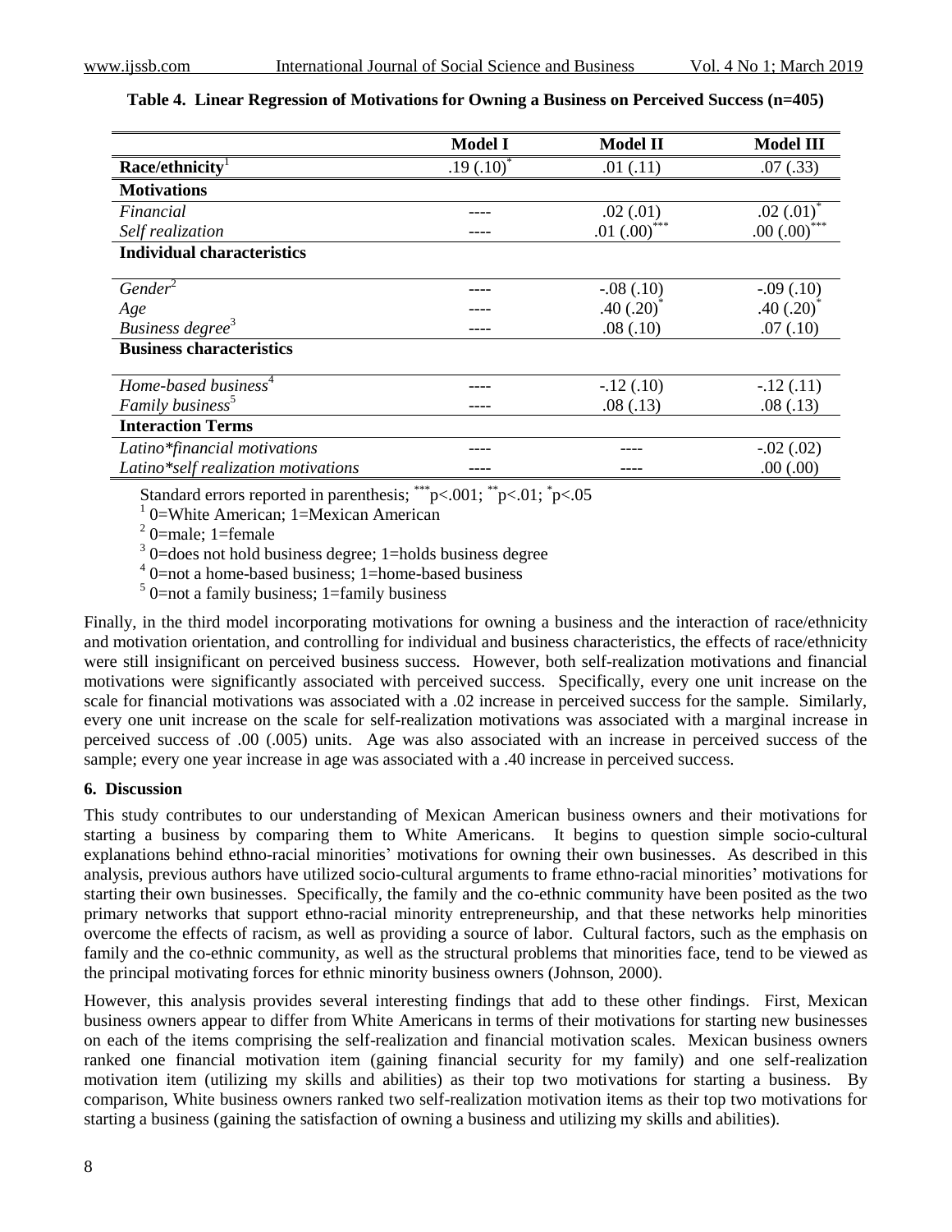**Table 4. Linear Regression of Motivations for Owning a Business on Perceived Success (n=405)**

| | Model I | Model II | Model III |
|---|---|---|---|
| **Race/ethnicity**[1] | .19 (.10)* | .01 (.11) | .07 (.33) |
| **Motivations** | | | |
| *Financial* | ---- | .02 (.01) | .02 (.01)* |
| *Self realization* | ---- | .01 (.00)*** | .00 (.00)*** |
| **Individual characteristics** | | | |
| *Gender*[2] | ---- | -.08 (.10) | -.09 (.10) |
| *Age* | ---- | .40 (.20)* | .40 (.20)* |
| *Business degree*[3] | ---- | .08 (.10) | .07 (.10) |
| **Business characteristics** | | | |
| *Home-based business*[4] | ---- | -.12 (.10) | -.12 (.11) |
| *Family business*[5] | ---- | .08 (.13) | .08 (.13) |
| **Interaction Terms** | | | |
| *Latino*financial motivations* | ---- | ---- | -.02 (.02) |
| *Latino*self realization motivations* | ---- | ---- | .00 (.00) |

Standard errors reported in parenthesis; ***$p<.001$; **$p<.01$; *$p<.05$

[1] 0=White American; 1=Mexican American

[2] 0=male; 1=female

[3] 0=does not hold business degree; 1=holds business degree

[4] 0=not a home-based business; 1=home-based business

[5] 0=not a family business; 1=family business

Finally, in the third model incorporating motivations for owning a business and the interaction of race/ethnicity and motivation orientation, and controlling for individual and business characteristics, the effects of race/ethnicity were still insignificant on perceived business success. However, both self-realization motivations and financial motivations were significantly associated with perceived success. Specifically, every one unit increase on the scale for financial motivations was associated with a .02 increase in perceived success for the sample. Similarly, every one unit increase on the scale for self-realization motivations was associated with a marginal increase in perceived success of .00 (.005) units. Age was also associated with an increase in perceived success of the sample; every one year increase in age was associated with a .40 increase in perceived success.

## 6. Discussion

This study contributes to our understanding of Mexican American business owners and their motivations for starting a business by comparing them to White Americans. It begins to question simple socio-cultural explanations behind ethno-racial minorities' motivations for owning their own businesses. As described in this analysis, previous authors have utilized socio-cultural arguments to frame ethno-racial minorities' motivations for starting their own businesses. Specifically, the family and the co-ethnic community have been posited as the two primary networks that support ethno-racial minority entrepreneurship, and that these networks help minorities overcome the effects of racism, as well as providing a source of labor. Cultural factors, such as the emphasis on family and the co-ethnic community, as well as the structural problems that minorities face, tend to be viewed as the principal motivating forces for ethnic minority business owners (Johnson, 2000).

However, this analysis provides several interesting findings that add to these other findings. First, Mexican business owners appear to differ from White Americans in terms of their motivations for starting new businesses on each of the items comprising the self-realization and financial motivation scales. Mexican business owners ranked one financial motivation item (gaining financial security for my family) and one self-realization motivation item (utilizing my skills and abilities) as their top two motivations for starting a business. By comparison, White business owners ranked two self-realization motivation items as their top two motivations for starting a business (gaining the satisfaction of owning a business and utilizing my skills and abilities).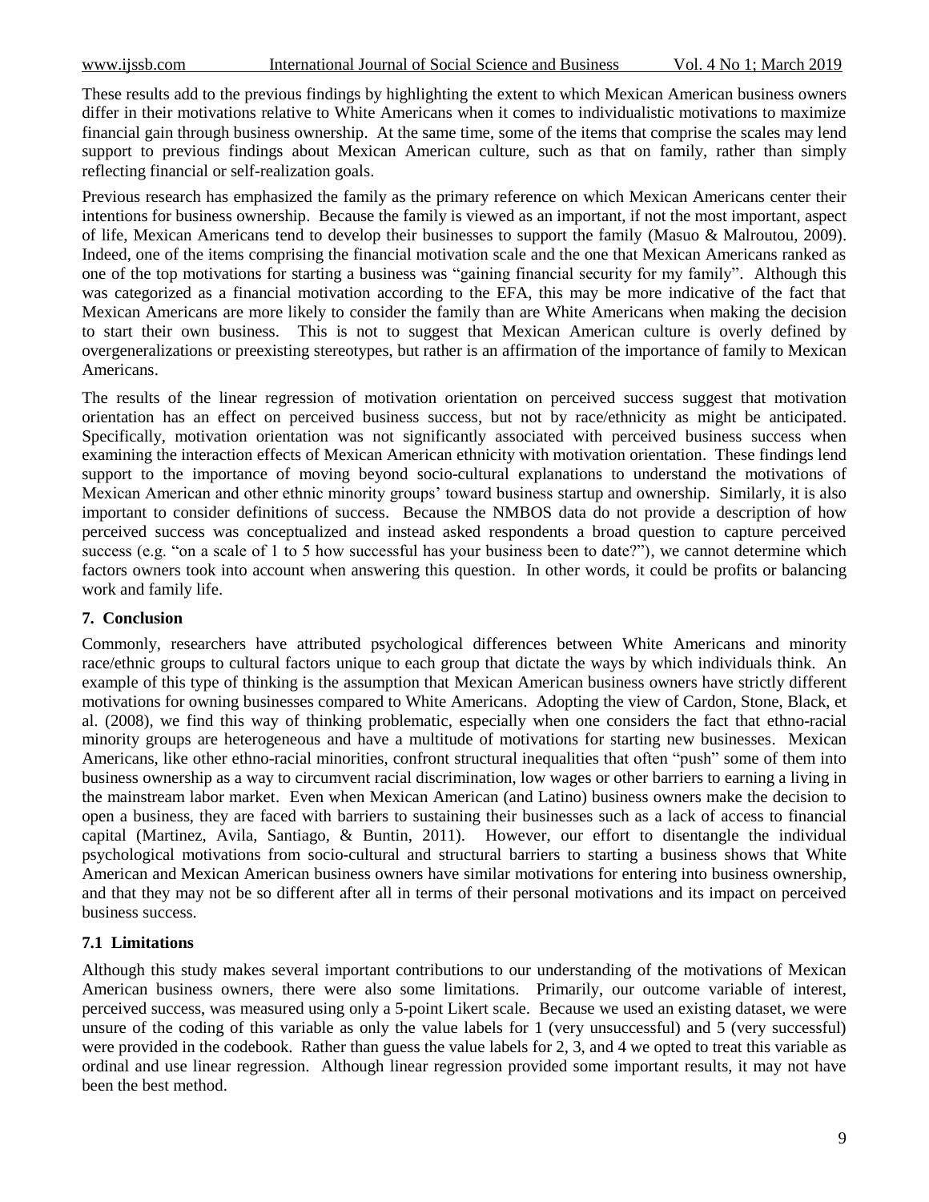These results add to the previous findings by highlighting the extent to which Mexican American business owners differ in their motivations relative to White Americans when it comes to individualistic motivations to maximize financial gain through business ownership. At the same time, some of the items that comprise the scales may lend support to previous findings about Mexican American culture, such as that on family, rather than simply reflecting financial or self-realization goals.

Previous research has emphasized the family as the primary reference on which Mexican Americans center their intentions for business ownership. Because the family is viewed as an important, if not the most important, aspect of life, Mexican Americans tend to develop their businesses to support the family (Masuo & Malroutou, 2009). Indeed, one of the items comprising the financial motivation scale and the one that Mexican Americans ranked as one of the top motivations for starting a business was "gaining financial security for my family". Although this was categorized as a financial motivation according to the EFA, this may be more indicative of the fact that Mexican Americans are more likely to consider the family than are White Americans when making the decision to start their own business. This is not to suggest that Mexican American culture is overly defined by overgeneralizations or preexisting stereotypes, but rather is an affirmation of the importance of family to Mexican Americans.

The results of the linear regression of motivation orientation on perceived success suggest that motivation orientation has an effect on perceived business success, but not by race/ethnicity as might be anticipated. Specifically, motivation orientation was not significantly associated with perceived business success when examining the interaction effects of Mexican American ethnicity with motivation orientation. These findings lend support to the importance of moving beyond socio-cultural explanations to understand the motivations of Mexican American and other ethnic minority groups' toward business startup and ownership. Similarly, it is also important to consider definitions of success. Because the NMBOS data do not provide a description of how perceived success was conceptualized and instead asked respondents a broad question to capture perceived success (e.g. "on a scale of 1 to 5 how successful has your business been to date?"), we cannot determine which factors owners took into account when answering this question. In other words, it could be profits or balancing work and family life.

## 7. Conclusion

Commonly, researchers have attributed psychological differences between White Americans and minority race/ethnic groups to cultural factors unique to each group that dictate the ways by which individuals think. An example of this type of thinking is the assumption that Mexican American business owners have strictly different motivations for owning businesses compared to White Americans. Adopting the view of Cardon, Stone, Black, et al. (2008), we find this way of thinking problematic, especially when one considers the fact that ethno-racial minority groups are heterogeneous and have a multitude of motivations for starting new businesses. Mexican Americans, like other ethno-racial minorities, confront structural inequalities that often "push" some of them into business ownership as a way to circumvent racial discrimination, low wages or other barriers to earning a living in the mainstream labor market. Even when Mexican American (and Latino) business owners make the decision to open a business, they are faced with barriers to sustaining their businesses such as a lack of access to financial capital (Martinez, Avila, Santiago, & Buntin, 2011). However, our effort to disentangle the individual psychological motivations from socio-cultural and structural barriers to starting a business shows that White American and Mexican American business owners have similar motivations for entering into business ownership, and that they may not be so different after all in terms of their personal motivations and its impact on perceived business success.

### 7.1 Limitations

Although this study makes several important contributions to our understanding of the motivations of Mexican American business owners, there were also some limitations. Primarily, our outcome variable of interest, perceived success, was measured using only a 5-point Likert scale. Because we used an existing dataset, we were unsure of the coding of this variable as only the value labels for 1 (very unsuccessful) and 5 (very successful) were provided in the codebook. Rather than guess the value labels for 2, 3, and 4 we opted to treat this variable as ordinal and use linear regression. Although linear regression provided some important results, it may not have been the best method.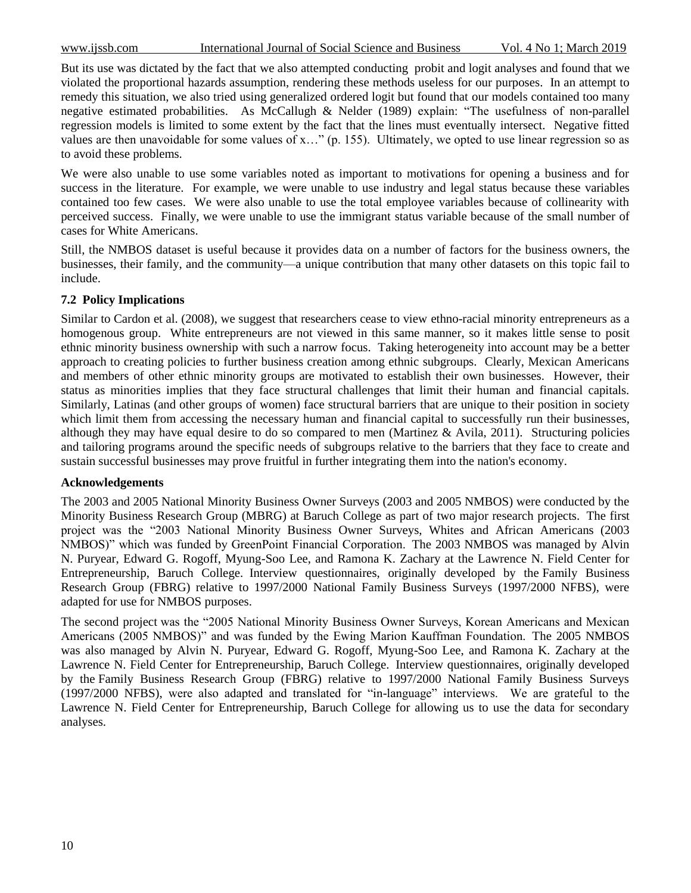But its use was dictated by the fact that we also attempted conducting probit and logit analyses and found that we violated the proportional hazards assumption, rendering these methods useless for our purposes. In an attempt to remedy this situation, we also tried using generalized ordered logit but found that our models contained too many negative estimated probabilities. As McCallugh & Nelder (1989) explain: "The usefulness of non-parallel regression models is limited to some extent by the fact that the lines must eventually intersect. Negative fitted values are then unavoidable for some values of x…" (p. 155). Ultimately, we opted to use linear regression so as to avoid these problems.

We were also unable to use some variables noted as important to motivations for opening a business and for success in the literature. For example, we were unable to use industry and legal status because these variables contained too few cases. We were also unable to use the total employee variables because of collinearity with perceived success. Finally, we were unable to use the immigrant status variable because of the small number of cases for White Americans.

Still, the NMBOS dataset is useful because it provides data on a number of factors for the business owners, the businesses, their family, and the community—a unique contribution that many other datasets on this topic fail to include.

### 7.2 Policy Implications

Similar to Cardon et al. (2008), we suggest that researchers cease to view ethno-racial minority entrepreneurs as a homogenous group. White entrepreneurs are not viewed in this same manner, so it makes little sense to posit ethnic minority business ownership with such a narrow focus. Taking heterogeneity into account may be a better approach to creating policies to further business creation among ethnic subgroups. Clearly, Mexican Americans and members of other ethnic minority groups are motivated to establish their own businesses. However, their status as minorities implies that they face structural challenges that limit their human and financial capitals. Similarly, Latinas (and other groups of women) face structural barriers that are unique to their position in society which limit them from accessing the necessary human and financial capital to successfully run their businesses, although they may have equal desire to do so compared to men (Martinez & Avila, 2011). Structuring policies and tailoring programs around the specific needs of subgroups relative to the barriers that they face to create and sustain successful businesses may prove fruitful in further integrating them into the nation's economy.

### Acknowledgements

The 2003 and 2005 National Minority Business Owner Surveys (2003 and 2005 NMBOS) were conducted by the Minority Business Research Group (MBRG) at Baruch College as part of two major research projects. The first project was the "2003 National Minority Business Owner Surveys, Whites and African Americans (2003 NMBOS)" which was funded by GreenPoint Financial Corporation. The 2003 NMBOS was managed by Alvin N. Puryear, Edward G. Rogoff, Myung-Soo Lee, and Ramona K. Zachary at the Lawrence N. Field Center for Entrepreneurship, Baruch College. Interview questionnaires, originally developed by the Family Business Research Group (FBRG) relative to 1997/2000 National Family Business Surveys (1997/2000 NFBS), were adapted for use for NMBOS purposes.

The second project was the "2005 National Minority Business Owner Surveys, Korean Americans and Mexican Americans (2005 NMBOS)" and was funded by the Ewing Marion Kauffman Foundation. The 2005 NMBOS was also managed by Alvin N. Puryear, Edward G. Rogoff, Myung-Soo Lee, and Ramona K. Zachary at the Lawrence N. Field Center for Entrepreneurship, Baruch College. Interview questionnaires, originally developed by the Family Business Research Group (FBRG) relative to 1997/2000 National Family Business Surveys (1997/2000 NFBS), were also adapted and translated for "in-language" interviews. We are grateful to the Lawrence N. Field Center for Entrepreneurship, Baruch College for allowing us to use the data for secondary analyses.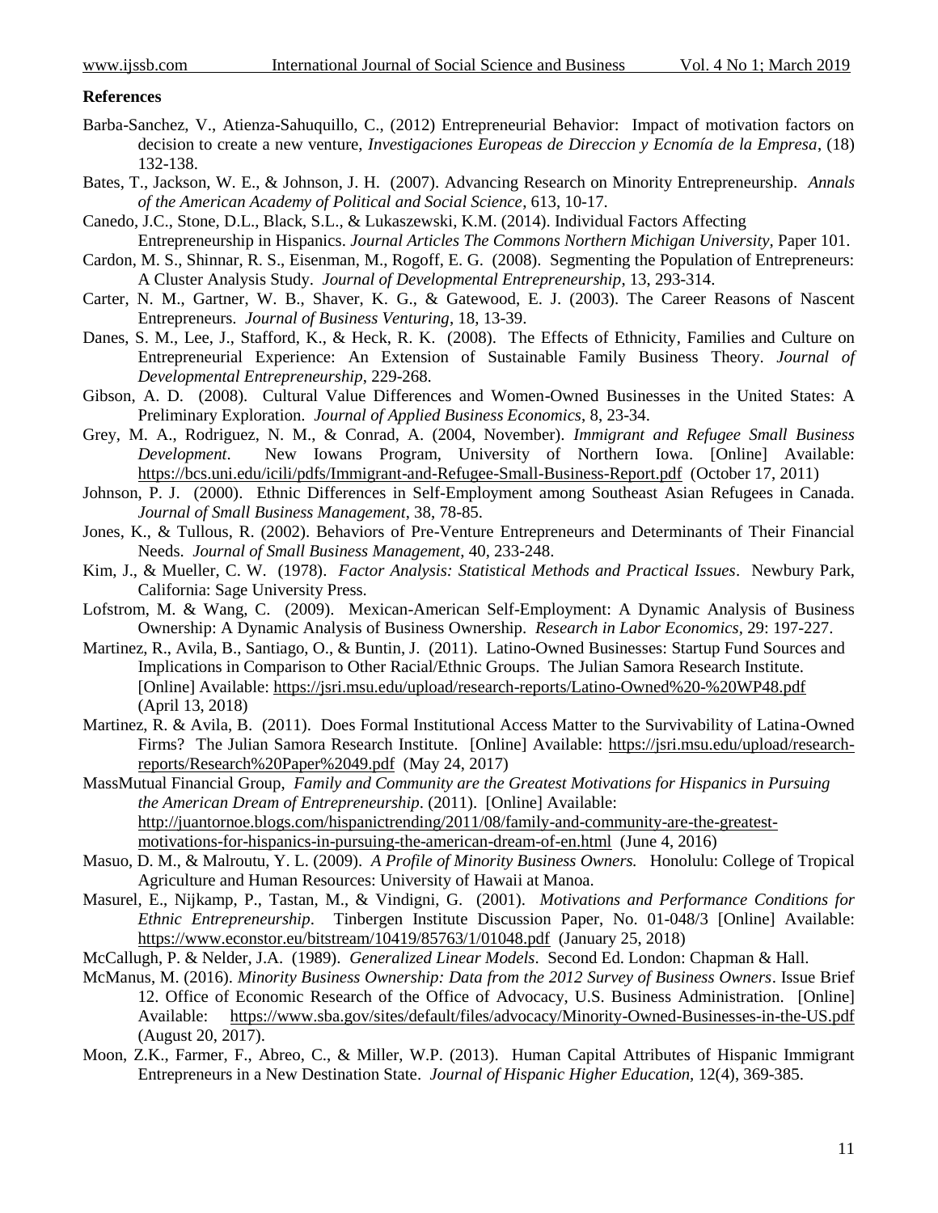**References**

Barba-Sanchez, V., Atienza-Sahuquillo, C., (2012) Entrepreneurial Behavior: Impact of motivation factors on decision to create a new venture, *Investigaciones Europeas de Direccion y Ecnomía de la Empresa*, (18) 132-138.

Bates, T., Jackson, W. E., & Johnson, J. H. (2007). Advancing Research on Minority Entrepreneurship. *Annals of the American Academy of Political and Social Science*, 613, 10-17.

Canedo, J.C., Stone, D.L., Black, S.L., & Lukaszewski, K.M. (2014). Individual Factors Affecting Entrepreneurship in Hispanics. *Journal Articles The Commons Northern Michigan University*, Paper 101.

Cardon, M. S., Shinnar, R. S., Eisenman, M., Rogoff, E. G. (2008). Segmenting the Population of Entrepreneurs: A Cluster Analysis Study. *Journal of Developmental Entrepreneurship*, 13, 293-314.

Carter, N. M., Gartner, W. B., Shaver, K. G., & Gatewood, E. J. (2003). The Career Reasons of Nascent Entrepreneurs. *Journal of Business Venturing*, 18, 13-39.

Danes, S. M., Lee, J., Stafford, K., & Heck, R. K. (2008). The Effects of Ethnicity, Families and Culture on Entrepreneurial Experience: An Extension of Sustainable Family Business Theory. *Journal of Developmental Entrepreneurship*, 229-268.

Gibson, A. D. (2008). Cultural Value Differences and Women-Owned Businesses in the United States: A Preliminary Exploration. *Journal of Applied Business Economics*, 8, 23-34.

Grey, M. A., Rodriguez, N. M., & Conrad, A. (2004, November). *Immigrant and Refugee Small Business Development*. New Iowans Program, University of Northern Iowa. [Online] Available: https://bcs.uni.edu/icili/pdfs/Immigrant-and-Refugee-Small-Business-Report.pdf (October 17, 2011)

Johnson, P. J. (2000). Ethnic Differences in Self-Employment among Southeast Asian Refugees in Canada. *Journal of Small Business Management*, 38, 78-85.

Jones, K., & Tullous, R. (2002). Behaviors of Pre-Venture Entrepreneurs and Determinants of Their Financial Needs. *Journal of Small Business Management*, 40, 233-248.

Kim, J., & Mueller, C. W. (1978). *Factor Analysis: Statistical Methods and Practical Issues*. Newbury Park, California: Sage University Press.

Lofstrom, M. & Wang, C. (2009). Mexican-American Self-Employment: A Dynamic Analysis of Business Ownership: A Dynamic Analysis of Business Ownership. *Research in Labor Economics*, 29: 197-227.

Martinez, R., Avila, B., Santiago, O., & Buntin, J. (2011). Latino-Owned Businesses: Startup Fund Sources and Implications in Comparison to Other Racial/Ethnic Groups. The Julian Samora Research Institute. [Online] Available: https://jsri.msu.edu/upload/research-reports/Latino-Owned%20-%20WP48.pdf (April 13, 2018)

Martinez, R. & Avila, B. (2011). Does Formal Institutional Access Matter to the Survivability of Latina-Owned Firms? The Julian Samora Research Institute. [Online] Available: https://jsri.msu.edu/upload/research-reports/Research%20Paper%2049.pdf (May 24, 2017)

MassMutual Financial Group, *Family and Community are the Greatest Motivations for Hispanics in Pursuing the American Dream of Entrepreneurship*. (2011). [Online] Available: http://juantornoe.blogs.com/hispanictrending/2011/08/family-and-community-are-the-greatest-motivations-for-hispanics-in-pursuing-the-american-dream-of-en.html (June 4, 2016)

Masuo, D. M., & Malroutu, Y. L. (2009). *A Profile of Minority Business Owners.* Honolulu: College of Tropical Agriculture and Human Resources: University of Hawaii at Manoa.

Masurel, E., Nijkamp, P., Tastan, M., & Vindigni, G. (2001). *Motivations and Performance Conditions for Ethnic Entrepreneurship*. Tinbergen Institute Discussion Paper, No. 01-048/3 [Online] Available: https://www.econstor.eu/bitstream/10419/85763/1/01048.pdf (January 25, 2018)

McCallugh, P. & Nelder, J.A. (1989). *Generalized Linear Models*. Second Ed. London: Chapman & Hall.

McManus, M. (2016). *Minority Business Ownership: Data from the 2012 Survey of Business Owners*. Issue Brief 12. Office of Economic Research of the Office of Advocacy, U.S. Business Administration. [Online] Available: https://www.sba.gov/sites/default/files/advocacy/Minority-Owned-Businesses-in-the-US.pdf (August 20, 2017).

Moon, Z.K., Farmer, F., Abreo, C., & Miller, W.P. (2013). Human Capital Attributes of Hispanic Immigrant Entrepreneurs in a New Destination State. *Journal of Hispanic Higher Education,* 12(4), 369-385.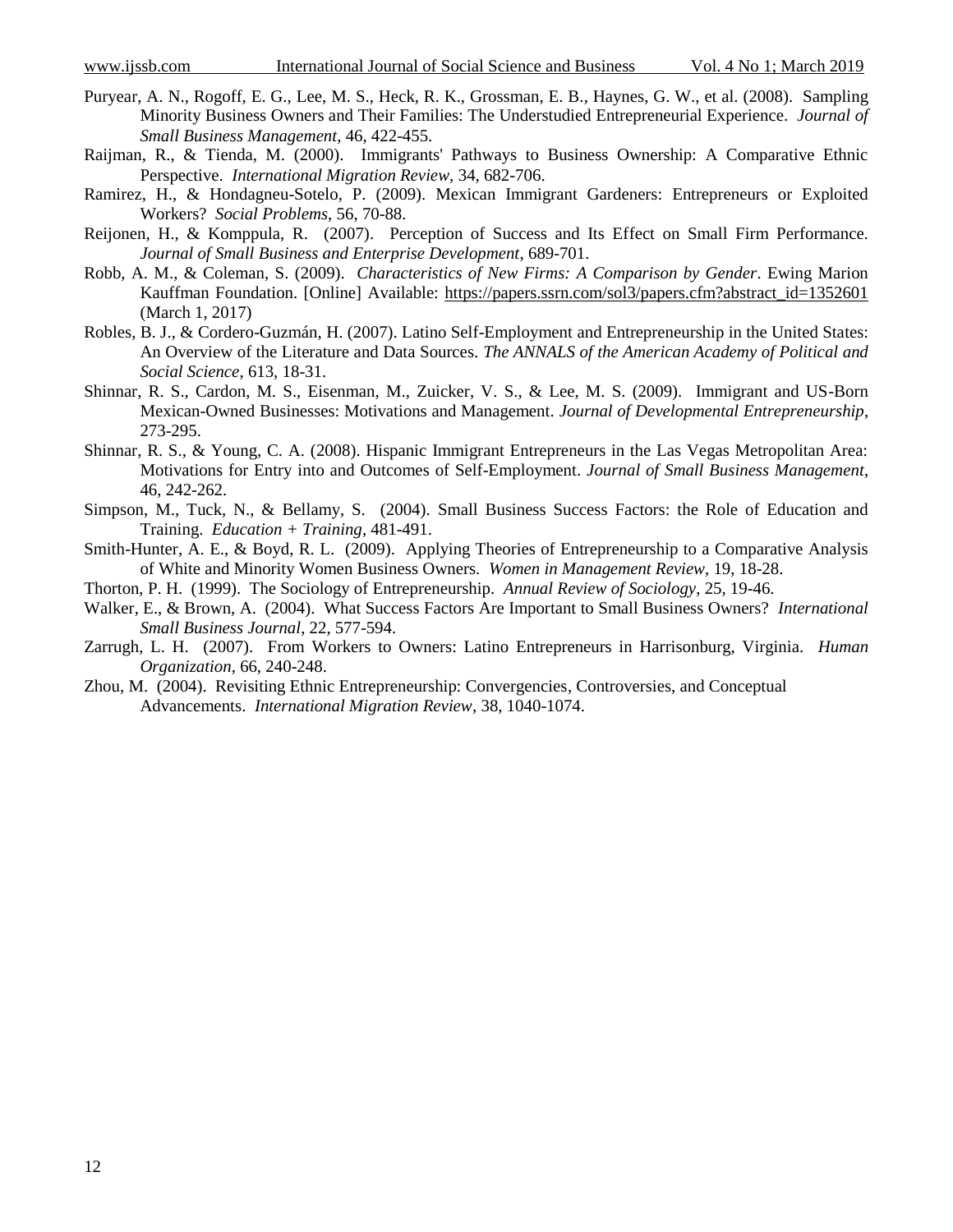Puryear, A. N., Rogoff, E. G., Lee, M. S., Heck, R. K., Grossman, E. B., Haynes, G. W., et al. (2008). Sampling Minority Business Owners and Their Families: The Understudied Entrepreneurial Experience. *Journal of Small Business Management*, 46, 422-455.

Raijman, R., & Tienda, M. (2000). Immigrants' Pathways to Business Ownership: A Comparative Ethnic Perspective. *International Migration Review*, 34, 682-706.

Ramirez, H., & Hondagneu-Sotelo, P. (2009). Mexican Immigrant Gardeners: Entrepreneurs or Exploited Workers? *Social Problems*, 56, 70-88.

Reijonen, H., & Komppula, R. (2007). Perception of Success and Its Effect on Small Firm Performance. *Journal of Small Business and Enterprise Development*, 689-701.

Robb, A. M., & Coleman, S. (2009). *Characteristics of New Firms: A Comparison by Gender*. Ewing Marion Kauffman Foundation. [Online] Available: https://papers.ssrn.com/sol3/papers.cfm?abstract_id=1352601 (March 1, 2017)

Robles, B. J., & Cordero-Guzmán, H. (2007). Latino Self-Employment and Entrepreneurship in the United States: An Overview of the Literature and Data Sources. *The ANNALS of the American Academy of Political and Social Science*, 613, 18-31.

Shinnar, R. S., Cardon, M. S., Eisenman, M., Zuicker, V. S., & Lee, M. S. (2009). Immigrant and US-Born Mexican-Owned Businesses: Motivations and Management. *Journal of Developmental Entrepreneurship*, 273-295.

Shinnar, R. S., & Young, C. A. (2008). Hispanic Immigrant Entrepreneurs in the Las Vegas Metropolitan Area: Motivations for Entry into and Outcomes of Self-Employment. *Journal of Small Business Management*, 46, 242-262.

Simpson, M., Tuck, N., & Bellamy, S. (2004). Small Business Success Factors: the Role of Education and Training. *Education + Training*, 481-491.

Smith-Hunter, A. E., & Boyd, R. L. (2009). Applying Theories of Entrepreneurship to a Comparative Analysis of White and Minority Women Business Owners. *Women in Management Review*, 19, 18-28.

Thorton, P. H. (1999). The Sociology of Entrepreneurship. *Annual Review of Sociology*, 25, 19-46.

Walker, E., & Brown, A. (2004). What Success Factors Are Important to Small Business Owners? *International Small Business Journal*, 22, 577-594.

Zarrugh, L. H. (2007). From Workers to Owners: Latino Entrepreneurs in Harrisonburg, Virginia. *Human Organization*, 66, 240-248.

Zhou, M. (2004). Revisiting Ethnic Entrepreneurship: Convergencies, Controversies, and Conceptual Advancements. *International Migration Review*, 38, 1040-1074.